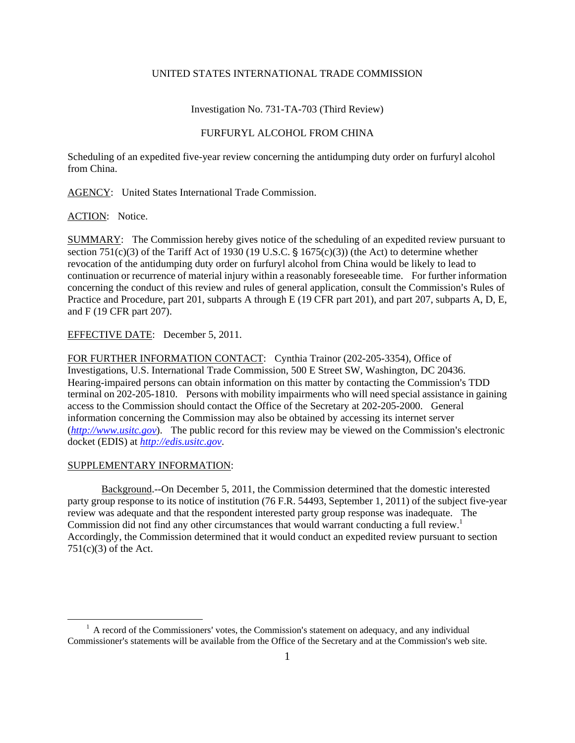UNITED STATES INTERNATIONAL TRADE COMMISSION

Investigation No. 731-TA-703 (Third Review)

FURFURYL ALCOHOL FROM CHINA

Scheduling of an expedited five-year review concerning the antidumping duty order on furfuryl alcohol from China.

AGENCY: United States International Trade Commission.

ACTION: Notice.

SUMMARY: The Commission hereby gives notice of the scheduling of an expedited review pursuant to section 751(c)(3) of the Tariff Act of 1930 (19 U.S.C. § 1675(c)(3)) (the Act) to determine whether revocation of the antidumping duty order on furfuryl alcohol from China would be likely to lead to continuation or recurrence of material injury within a reasonably foreseeable time. For further information concerning the conduct of this review and rules of general application, consult the Commission's Rules of Practice and Procedure, part 201, subparts A through E (19 CFR part 201), and part 207, subparts A, D, E, and F (19 CFR part 207).

EFFECTIVE DATE: December 5, 2011.

FOR FURTHER INFORMATION CONTACT: Cynthia Trainor (202-205-3354), Office of Investigations, U.S. International Trade Commission, 500 E Street SW, Washington, DC 20436. Hearing-impaired persons can obtain information on this matter by contacting the Commission's TDD terminal on 202-205-1810. Persons with mobility impairments who will need special assistance in gaining access to the Commission should contact the Office of the Secretary at 202-205-2000. General information concerning the Commission may also be obtained by accessing its internet server (*http://www.usitc.gov*). The public record for this review may be viewed on the Commission's electronic docket (EDIS) at *http://edis.usitc.gov*.

SUPPLEMENTARY INFORMATION:

Background.--On December 5, 2011, the Commission determined that the domestic interested party group response to its notice of institution (76 F.R. 54493, September 1, 2011) of the subject five-year review was adequate and that the respondent interested party group response was inadequate. The Commission did not find any other circumstances that would warrant conducting a full review.[1] Accordingly, the Commission determined that it would conduct an expedited review pursuant to section 751(c)(3) of the Act.

[1] A record of the Commissioners' votes, the Commission's statement on adequacy, and any individual Commissioner's statements will be available from the Office of the Secretary and at the Commission's web site.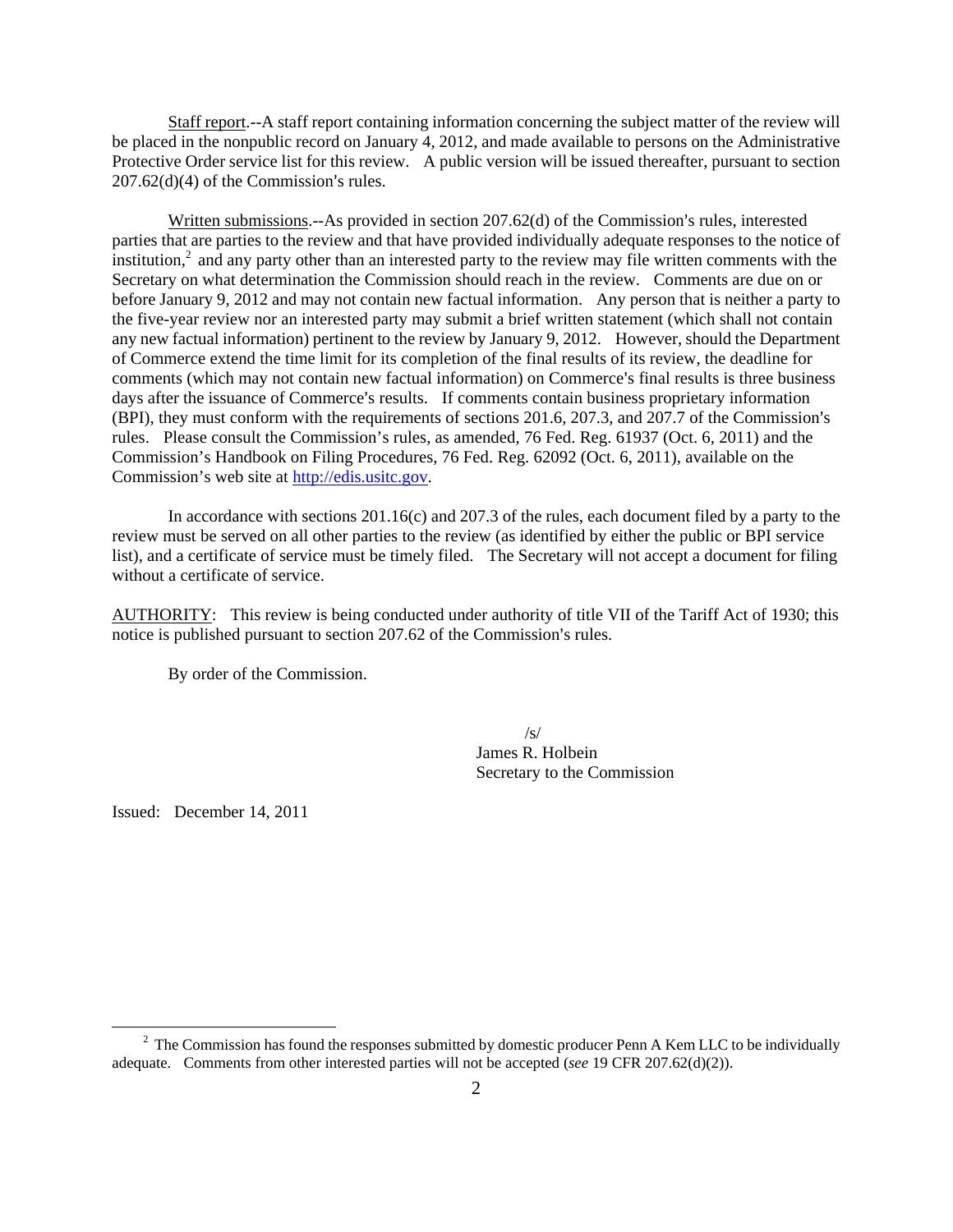Staff report.--A staff report containing information concerning the subject matter of the review will be placed in the nonpublic record on January 4, 2012, and made available to persons on the Administrative Protective Order service list for this review. A public version will be issued thereafter, pursuant to section 207.62(d)(4) of the Commission's rules.

Written submissions.--As provided in section 207.62(d) of the Commission's rules, interested parties that are parties to the review and that have provided individually adequate responses to the notice of institution,[2] and any party other than an interested party to the review may file written comments with the Secretary on what determination the Commission should reach in the review. Comments are due on or before January 9, 2012 and may not contain new factual information. Any person that is neither a party to the five-year review nor an interested party may submit a brief written statement (which shall not contain any new factual information) pertinent to the review by January 9, 2012. However, should the Department of Commerce extend the time limit for its completion of the final results of its review, the deadline for comments (which may not contain new factual information) on Commerce's final results is three business days after the issuance of Commerce's results. If comments contain business proprietary information (BPI), they must conform with the requirements of sections 201.6, 207.3, and 207.7 of the Commission's rules. Please consult the Commission's rules, as amended, 76 Fed. Reg. 61937 (Oct. 6, 2011) and the Commission's Handbook on Filing Procedures, 76 Fed. Reg. 62092 (Oct. 6, 2011), available on the Commission's web site at http://edis.usitc.gov.

In accordance with sections 201.16(c) and 207.3 of the rules, each document filed by a party to the review must be served on all other parties to the review (as identified by either the public or BPI service list), and a certificate of service must be timely filed. The Secretary will not accept a document for filing without a certificate of service.

AUTHORITY: This review is being conducted under authority of title VII of the Tariff Act of 1930; this notice is published pursuant to section 207.62 of the Commission's rules.

By order of the Commission.

/s/
James R. Holbein
Secretary to the Commission

Issued: December 14, 2011

---

[2] The Commission has found the responses submitted by domestic producer Penn A Kem LLC to be individually adequate. Comments from other interested parties will not be accepted (*see* 19 CFR 207.62(d)(2)).